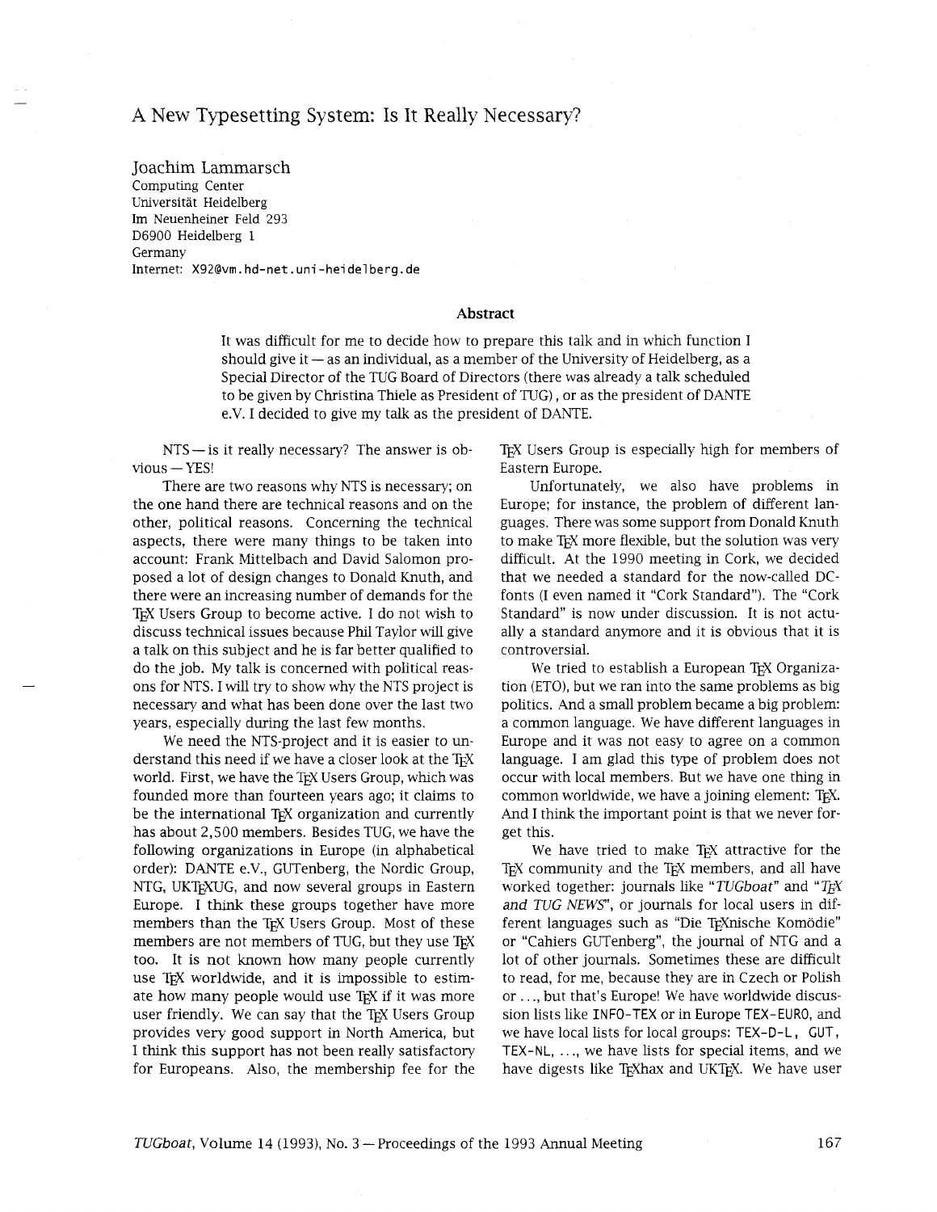# A New Typesetting System: Is It Really Necessary?

Joachim Lammarsch
Computing Center
Universität Heidelberg
Im Neuenheiner Feld 293
D6900 Heidelberg 1
Germany
Internet: X92@vm.hd-net.uni-heidelberg.de

### Abstract

It was difficult for me to decide how to prepare this talk and in which function I should give it — as an individual, as a member of the University of Heidelberg, as a Special Director of the TUG Board of Directors (there was already a talk scheduled to be given by Christina Thiele as President of TUG), or as the president of DANTE e.V. I decided to give my talk as the president of DANTE.

NTS — is it really necessary? The answer is obvious — YES!

There are two reasons why NTS is necessary; on the one hand there are technical reasons and on the other, political reasons. Concerning the technical aspects, there were many things to be taken into account: Frank Mittelbach and David Salomon proposed a lot of design changes to Donald Knuth, and there were an increasing number of demands for the TeX Users Group to become active. I do not wish to discuss technical issues because Phil Taylor will give a talk on this subject and he is far better qualified to do the job. My talk is concerned with political reasons for NTS. I will try to show why the NTS project is necessary and what has been done over the last two years, especially during the last few months.

We need the NTS-project and it is easier to understand this need if we have a closer look at the TeX world. First, we have the TeX Users Group, which was founded more than fourteen years ago; it claims to be the international TeX organization and currently has about 2,500 members. Besides TUG, we have the following organizations in Europe (in alphabetical order): DANTE e.V., GUTenberg, the Nordic Group, NTG, UKTeXUG, and now several groups in Eastern Europe. I think these groups together have more members than the TeX Users Group. Most of these members are not members of TUG, but they use TeX too. It is not known how many people currently use TeX worldwide, and it is impossible to estimate how many people would use TeX if it was more user friendly. We can say that the TeX Users Group provides very good support in North America, but I think this support has not been really satisfactory for Europeans. Also, the membership fee for the TeX Users Group is especially high for members of Eastern Europe.

Unfortunately, we also have problems in Europe; for instance, the problem of different languages. There was some support from Donald Knuth to make TeX more flexible, but the solution was very difficult. At the 1990 meeting in Cork, we decided that we needed a standard for the now-called DC-fonts (I even named it "Cork Standard"). The "Cork Standard" is now under discussion. It is not actually a standard anymore and it is obvious that it is controversial.

We tried to establish a European TeX Organization (ETO), but we ran into the same problems as big politics. And a small problem became a big problem: a common language. We have different languages in Europe and it was not easy to agree on a common language. I am glad this type of problem does not occur with local members. But we have one thing in common worldwide, we have a joining element: TeX. And I think the important point is that we never forget this.

We have tried to make TeX attractive for the TeX community and the TeX members, and all have worked together: journals like "*TUGboat*" and "*TeX and TUG NEWS*", or journals for local users in different languages such as "Die TeXnische Komödie" or "Cahiers GUTenberg", the journal of NTG and a lot of other journals. Sometimes these are difficult to read, for me, because they are in Czech or Polish or ..., but that's Europe! We have worldwide discussion lists like INFO-TEX or in Europe TEX-EURO, and we have local lists for local groups: TEX-D-L, GUT, TEX-NL, ..., we have lists for special items, and we have digests like TeXhax and UKTeX. We have user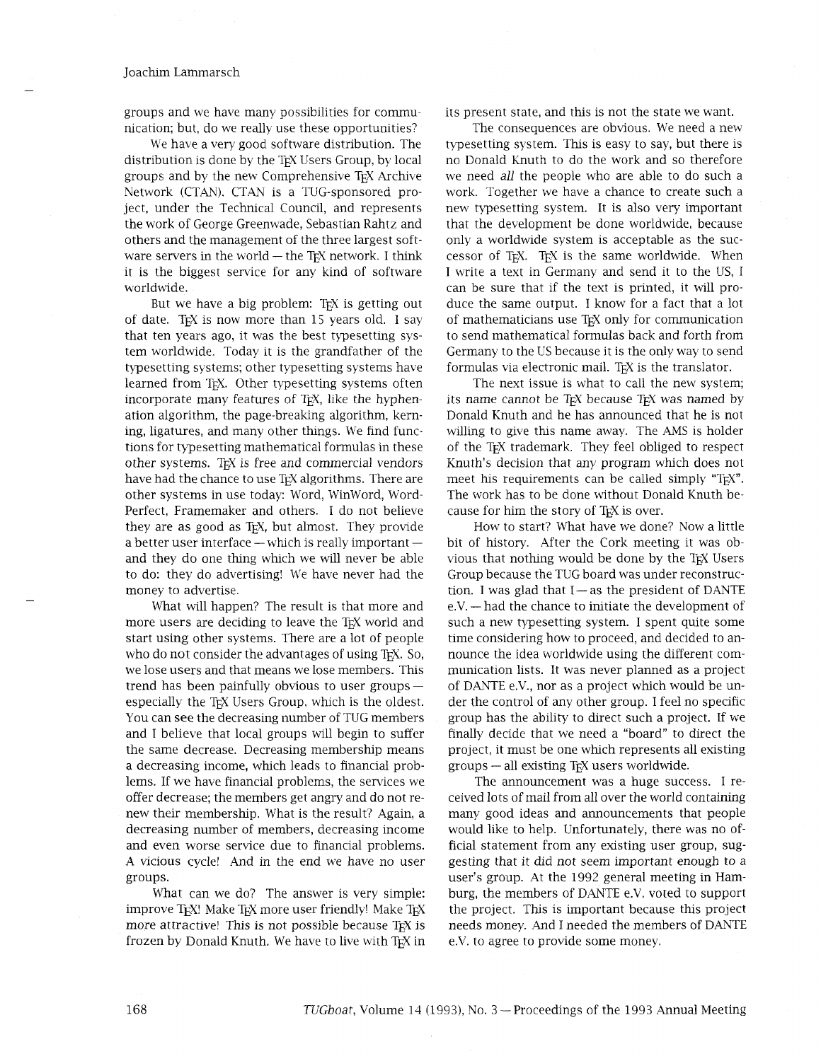groups and we have many possibilities for communication; but, do we really use these opportunities?

We have a very good software distribution. The distribution is done by the TeX Users Group, by local groups and by the new Comprehensive TeX Archive Network (CTAN). CTAN is a TUG-sponsored project, under the Technical Council, and represents the work of George Greenwade, Sebastian Rahtz and others and the management of the three largest software servers in the world — the TeX network. I think it is the biggest service for any kind of software worldwide.

But we have a big problem: TeX is getting out of date. TeX is now more than 15 years old. I say that ten years ago, it was the best typesetting system worldwide. Today it is the grandfather of the typesetting systems; other typesetting systems have learned from TeX. Other typesetting systems often incorporate many features of TeX, like the hyphenation algorithm, the page-breaking algorithm, kerning, ligatures, and many other things. We find functions for typesetting mathematical formulas in these other systems. TeX is free and commercial vendors have had the chance to use TeX algorithms. There are other systems in use today: Word, WinWord, WordPerfect, Framemaker and others. I do not believe they are as good as TeX, but almost. They provide a better user interface — which is really important — and they do one thing which we will never be able to do: they do advertising! We have never had the money to advertise.

What will happen? The result is that more and more users are deciding to leave the TeX world and start using other systems. There are a lot of people who do not consider the advantages of using TeX. So, we lose users and that means we lose members. This trend has been painfully obvious to user groups — especially the TeX Users Group, which is the oldest. You can see the decreasing number of TUG members and I believe that local groups will begin to suffer the same decrease. Decreasing membership means a decreasing income, which leads to financial problems. If we have financial problems, the services we offer decrease; the members get angry and do not renew their membership. What is the result? Again, a decreasing number of members, decreasing income and even worse service due to financial problems. A vicious cycle! And in the end we have no user groups.

What can we do? The answer is very simple: improve TeX! Make TeX more user friendly! Make TeX more attractive! This is not possible because TeX is frozen by Donald Knuth. We have to live with TeX in its present state, and this is not the state we want.

The consequences are obvious. We need a new typesetting system. This is easy to say, but there is no Donald Knuth to do the work and so therefore we need *all* the people who are able to do such a work. Together we have a chance to create such a new typesetting system. It is also very important that the development be done worldwide, because only a worldwide system is acceptable as the successor of TeX. TeX is the same worldwide. When I write a text in Germany and send it to the US, I can be sure that if the text is printed, it will produce the same output. I know for a fact that a lot of mathematicians use TeX only for communication to send mathematical formulas back and forth from Germany to the US because it is the only way to send formulas via electronic mail. TeX is the translator.

The next issue is what to call the new system; its name *cannot* be TeX because TeX was named by Donald Knuth and he has announced that he is not willing to give this name away. The AMS is holder of the TeX trademark. They feel obliged to respect Knuth's decision that any program which does not meet his requirements can be called simply "TeX". The work has to be done without Donald Knuth because for him the story of TeX is over.

How to start? What have we done? Now a little bit of history. After the Cork meeting it was obvious that nothing would be done by the TeX Users Group because the TUG board was under reconstruction. I was glad that I — as the president of DANTE e.V. — had the chance to initiate the development of such a new typesetting system. I spent quite some time considering how to proceed, and decided to announce the idea worldwide using the different communication lists. It was never planned as a project of DANTE e.V., nor as a project which would be under the control of any other group. I feel no specific group has the ability to direct such a project. If we finally decide that we need a "board" to direct the project, it must be one which represents all existing groups — all existing TeX users worldwide.

The announcement was a huge success. I received lots of mail from all over the world containing many good ideas and announcements that people would like to help. Unfortunately, there was no official statement from any existing user group, suggesting that it did not seem important enough to a user's group. At the 1992 general meeting in Hamburg, the members of DANTE e.V. voted to support the project. This is important because this project needs money. And I needed the members of DANTE e.V. to agree to provide some money.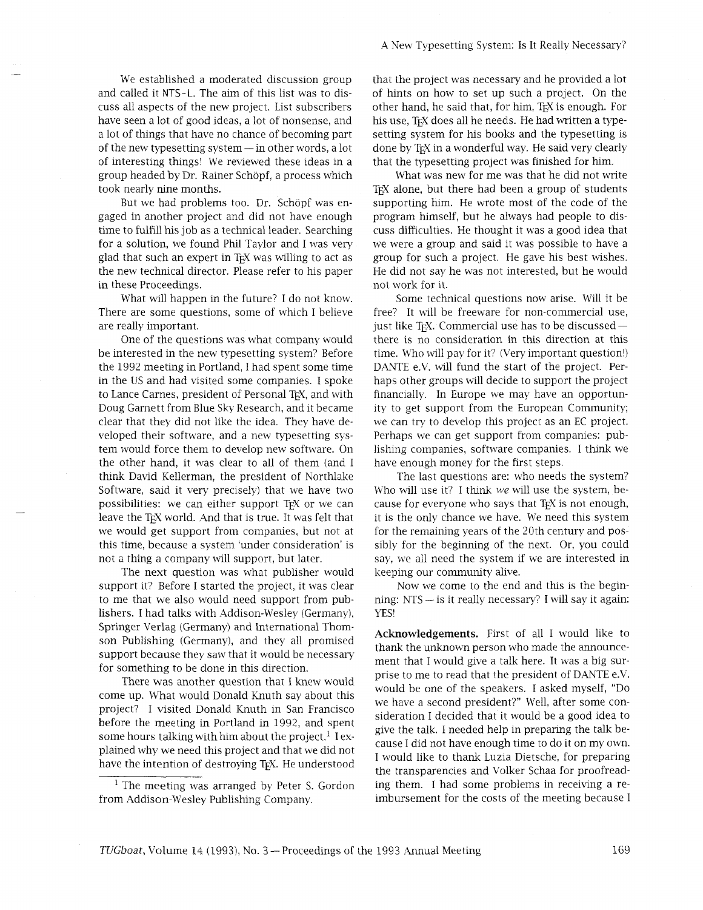We established a moderated discussion group and called it NTS-L. The aim of this list was to discuss all aspects of the new project. List subscribers have seen a lot of good ideas, a lot of nonsense, and a lot of things that have no chance of becoming part of the new typesetting system — in other words, a lot of interesting things! We reviewed these ideas in a group headed by Dr. Rainer Schöpf, a process which took nearly nine months.

But we had problems too. Dr. Schöpf was engaged in another project and did not have enough time to fulfill his job as a technical leader. Searching for a solution, we found Phil Taylor and I was very glad that such an expert in TeX was willing to act as the new technical director. Please refer to his paper in these Proceedings.

What will happen in the future? I do not know. There are some questions, some of which I believe are really important.

One of the questions was what company would be interested in the new typesetting system? Before the 1992 meeting in Portland, I had spent some time in the US and had visited some companies. I spoke to Lance Carnes, president of Personal TeX, and with Doug Garnett from Blue Sky Research, and it became clear that they did not like the idea. They have developed their software, and a new typesetting system would force them to develop new software. On the other hand, it was clear to all of them (and I think David Kellerman, the president of Northlake Software, said it very precisely) that we have two possibilities: we can either support TeX or we can leave the TeX world. And that is true. It was felt that we would get support from companies, but not at this time, because a system 'under consideration' is not a thing a company will support, but later.

The next question was what publisher would support it? Before I started the project, it was clear to me that we also would need support from publishers. I had talks with Addison-Wesley (Germany), Springer Verlag (Germany) and International Thomson Publishing (Germany), and they all promised support because they saw that it would be necessary for something to be done in this direction.

There was another question that I knew would come up. What would Donald Knuth say about this project? I visited Donald Knuth in San Francisco before the meeting in Portland in 1992, and spent some hours talking with him about the project.[1] I explained why we need this project and that we did not have the intention of destroying TeX. He understood that the project was necessary and he provided a lot of hints on how to set up such a project. On the other hand, he said that, for him, TeX is enough. For his use, TeX does all he needs. He had written a typesetting system for his books and the typesetting is done by TeX in a wonderful way. He said very clearly that the typesetting project was finished for him.

What was new for me was that he did not write TeX alone, but there had been a group of students supporting him. He wrote most of the code of the program himself, but he always had people to discuss difficulties. He thought it was a good idea that we were a group and said it was possible to have a group for such a project. He gave his best wishes. He did not say he was not interested, but he would not work for it.

Some technical questions now arise. Will it be free? It will be freeware for non-commercial use, just like TeX. Commercial use has to be discussed — there is no consideration in this direction at this time. Who will pay for it? (Very important question!) DANTE e.V. will fund the start of the project. Perhaps other groups will decide to support the project financially. In Europe we may have an opportunity to get support from the European Community; we can try to develop this project as an EC project. Perhaps we can get support from companies: publishing companies, software companies. I think we have enough money for the first steps.

The last questions are: who needs the system? Who will use it? I think *we* will use the system, because for everyone who says that TeX is not enough, it is the only chance we have. We need this system for the remaining years of the 20th century and possibly for the beginning of the next. Or, you could say, we all need the system if we are interested in keeping our community alive.

Now we come to the end and this is the beginning: NTS — is it really necessary? I will say it again: YES!

**Acknowledgements.** First of all I would like to thank the unknown person who made the announcement that I would give a talk here. It was a big surprise to me to read that the president of DANTE e.V. would be one of the speakers. I asked myself, "Do we have a second president?" Well, after some consideration I decided that it would be a good idea to give the talk. I needed help in preparing the talk because I did not have enough time to do it on my own. I would like to thank Luzia Dietsche, for preparing the transparencies and Volker Schaa for proofreading them. I had some problems in receiving a reimbursement for the costs of the meeting because I

[1] The meeting was arranged by Peter S. Gordon from Addison-Wesley Publishing Company.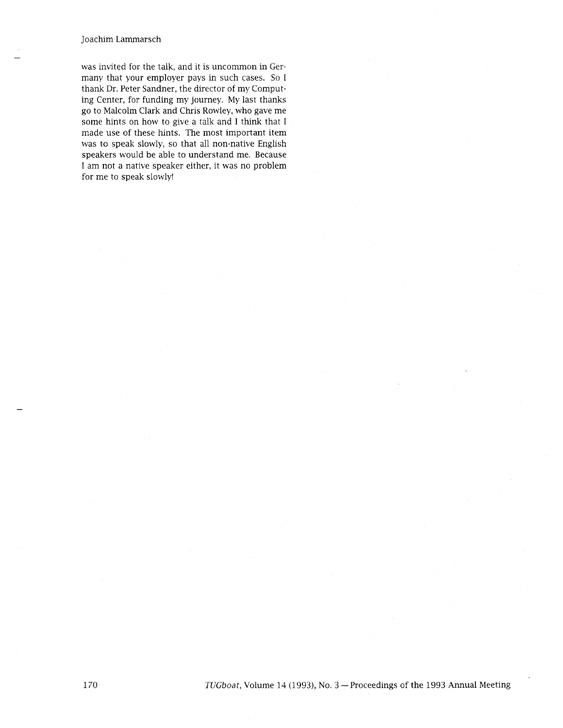was invited for the talk, and it is uncommon in Germany that your employer pays in such cases. So I thank Dr. Peter Sandner, the director of my Computing Center, for funding my journey. My last thanks go to Malcolm Clark and Chris Rowley, who gave me some hints on how to give a talk and I think that I made use of these hints. The most important item was to speak slowly, so that all non-native English speakers would be able to understand me. Because I am not a native speaker either, it was no problem for me to speak slowly!